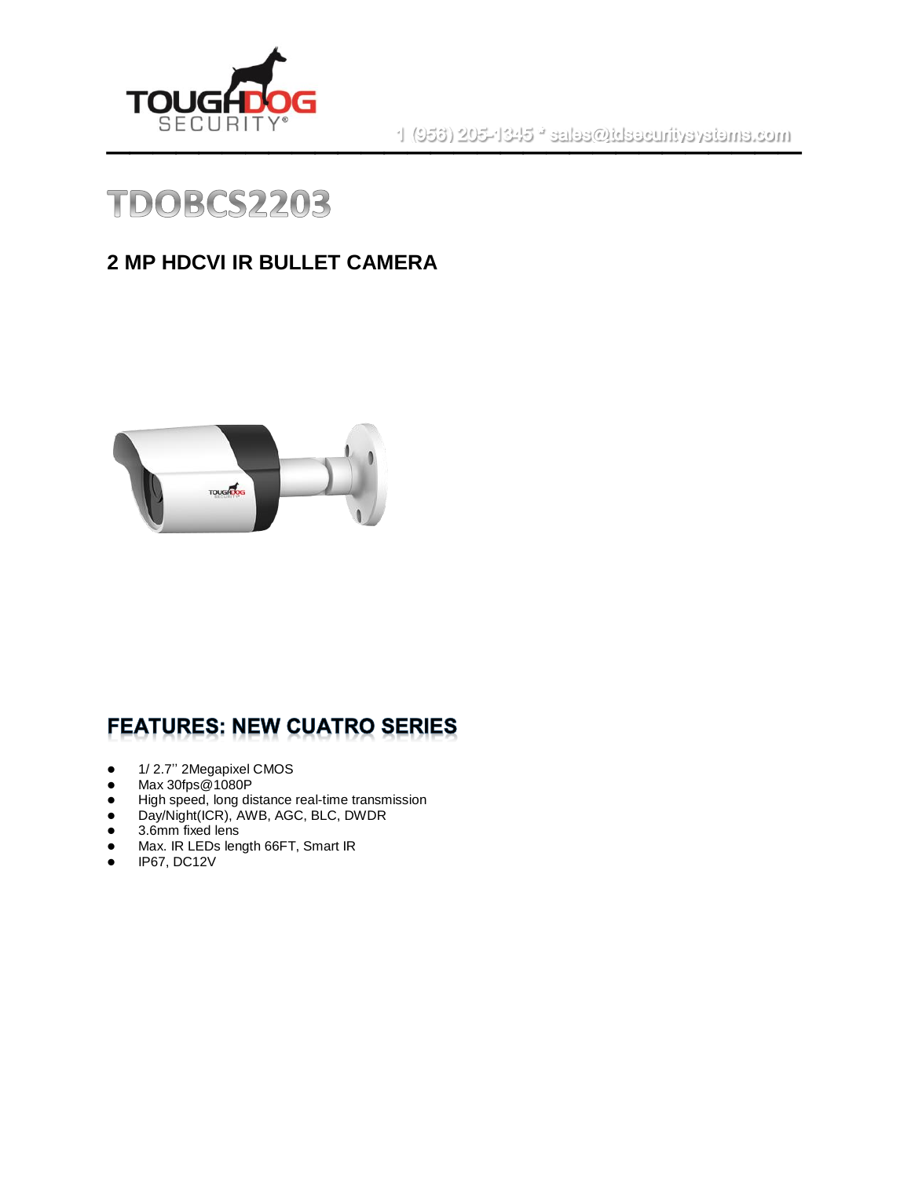1 (956) 205-1345 * sales@tdsecuritysystems.com

# TDOBCS2203

## 2 MP HDCVI IR BULLET CAMERA

## FEATURES: NEW CUATRO SERIES

- 1/ 2.7'' 2Megapixel CMOS
- Max 30fps@1080P
- High speed, long distance real-time transmission
- Day/Night(ICR), AWB, AGC, BLC, DWDR
- 3.6mm fixed lens
- Max. IR LEDs length 66FT, Smart IR
- IP67, DC12V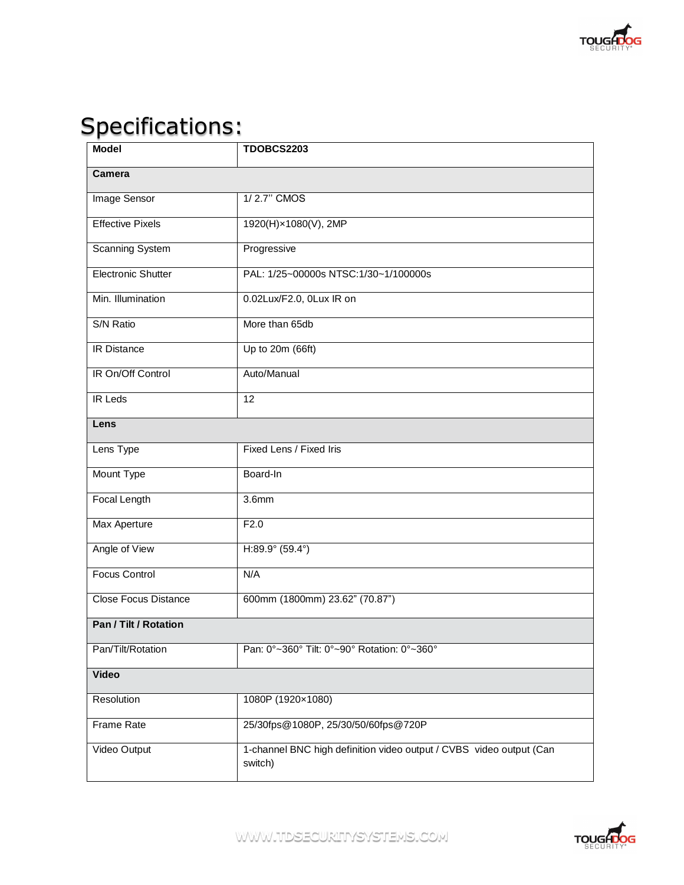# Specifications:

| Model | TDOBCS2203 |
|---|---|
| **Camera** | |
| Image Sensor | 1/ 2.7'' CMOS |
| Effective Pixels | 1920(H)×1080(V), 2MP |
| Scanning System | Progressive |
| Electronic Shutter | PAL: 1/25~00000s NTSC:1/30~1/100000s |
| Min. Illumination | 0.02Lux/F2.0, 0Lux IR on |
| S/N Ratio | More than 65db |
| IR Distance | Up to 20m (66ft) |
| IR On/Off Control | Auto/Manual |
| IR Leds | 12 |
| **Lens** | |
| Lens Type | Fixed Lens / Fixed Iris |
| Mount Type | Board-In |
| Focal Length | 3.6mm |
| Max Aperture | F2.0 |
| Angle of View | H:89.9° (59.4°) |
| Focus Control | N/A |
| Close Focus Distance | 600mm (1800mm) 23.62" (70.87") |
| **Pan / Tilt / Rotation** | |
| Pan/Tilt/Rotation | Pan: 0°~360° Tilt: 0°~90° Rotation: 0°~360° |
| **Video** | |
| Resolution | 1080P (1920×1080) |
| Frame Rate | 25/30fps@1080P, 25/30/50/60fps@720P |
| Video Output | 1-channel BNC high definition video output / CVBS video output (Can switch) |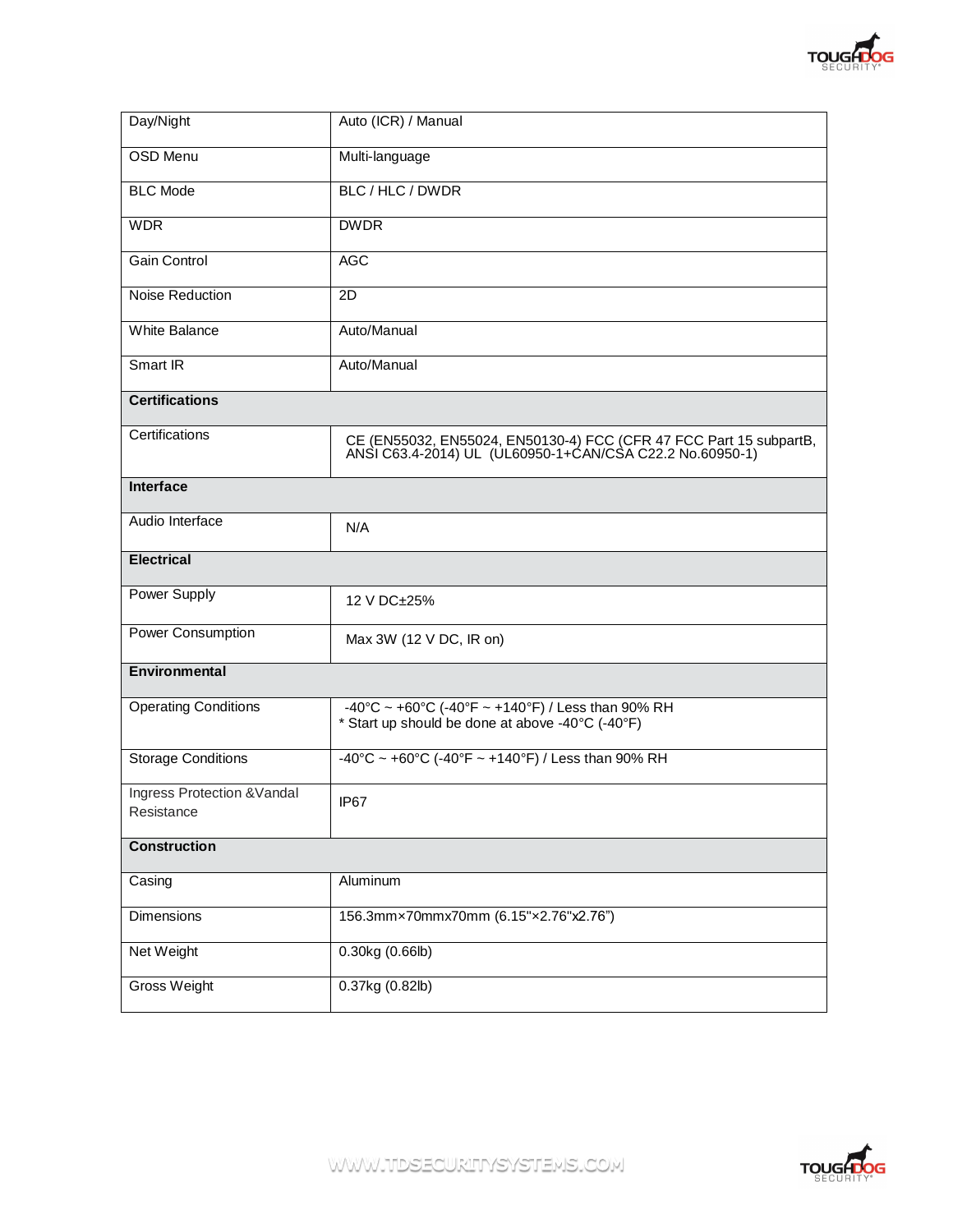| | |
|---|---|
| Day/Night | Auto (ICR) / Manual |
| OSD Menu | Multi-language |
| BLC Mode | BLC / HLC / DWDR |
| WDR | DWDR |
| Gain Control | AGC |
| Noise Reduction | 2D |
| White Balance | Auto/Manual |
| Smart IR | Auto/Manual |
| **Certifications** | |
| Certifications | CE (EN55032, EN55024, EN50130-4) FCC (CFR 47 FCC Part 15 subpartB, ANSI C63.4-2014) UL (UL60950-1+CAN/CSA C22.2 No.60950-1) |
| **Interface** | |
| Audio Interface | N/A |
| **Electrical** | |
| Power Supply | 12 V DC±25% |
| Power Consumption | Max 3W (12 V DC, IR on) |
| **Environmental** | |
| Operating Conditions | -40°C ~ +60°C (-40°F ~ +140°F) / Less than 90% RH<br>* Start up should be done at above -40°C (-40°F) |
| Storage Conditions | -40°C ~ +60°C (-40°F ~ +140°F) / Less than 90% RH |
| Ingress Protection &Vandal Resistance | IP67 |
| **Construction** | |
| Casing | Aluminum |
| Dimensions | 156.3mm×70mmx70mm (6.15"×2.76"x2.76") |
| Net Weight | 0.30kg (0.66lb) |
| Gross Weight | 0.37kg (0.82lb) |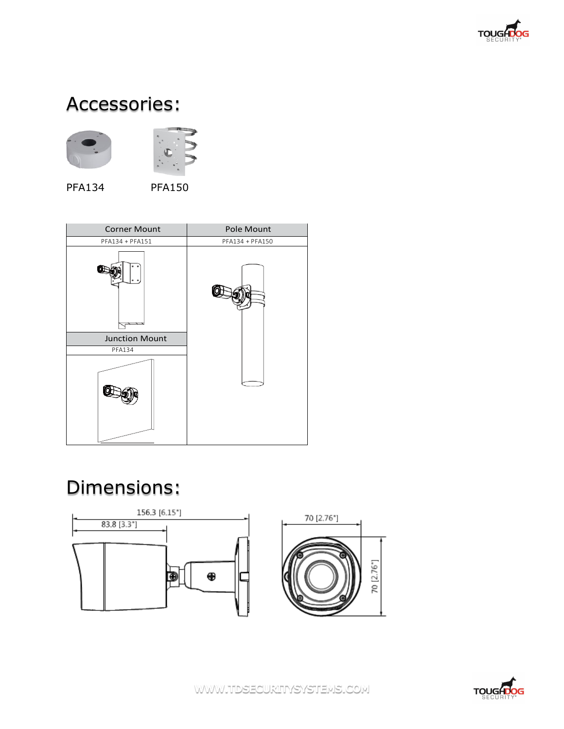# Accessories:

PFA134 PFA150

| Corner Mount | Pole Mount |
| --- | --- |
| PFA134 + PFA151 | PFA134 + PFA150 |
| Junction Mount | |
| PFA134 | |

# Dimensions:

156.3 [6.15"]

83.8 [3.3"]

70 [2.76"]

70 [2.76"]